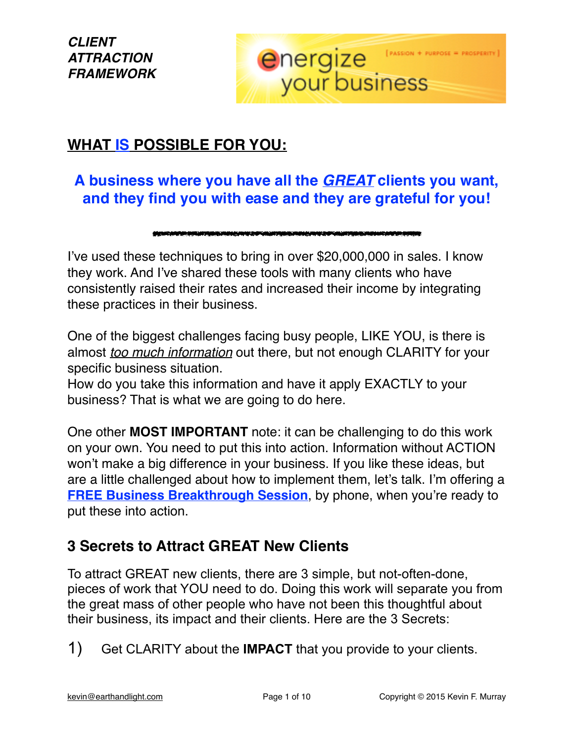**_CLIENT ATTRACTION FRAMEWORK_**

energize your business
[ PASSION + PURPOSE = PROSPERITY ]

## WHAT IS POSSIBLE FOR YOU:

### A business where you have all the _GREAT_ clients you want, and they find you with ease and they are grateful for you!

---

I've used these techniques to bring in over $20,000,000 in sales. I know they work. And I've shared these tools with many clients who have consistently raised their rates and increased their income by integrating these practices in their business.

One of the biggest challenges facing busy people, LIKE YOU, is there is almost _too much information_ out there, but not enough CLARITY for your specific business situation.
How do you take this information and have it apply EXACTLY to your business? That is what we are going to do here.

One other **MOST IMPORTANT** note: it can be challenging to do this work on your own. You need to put this into action. Information without ACTION won't make a big difference in your business. If you like these ideas, but are a little challenged about how to implement them, let's talk. I'm offering a **FREE Business Breakthrough Session**, by phone, when you're ready to put these into action.

## 3 Secrets to Attract GREAT New Clients

To attract GREAT new clients, there are 3 simple, but not-often-done, pieces of work that YOU need to do. Doing this work will separate you from the great mass of other people who have not been this thoughtful about their business, its impact and their clients. Here are the 3 Secrets:

1) Get CLARITY about the **IMPACT** that you provide to your clients.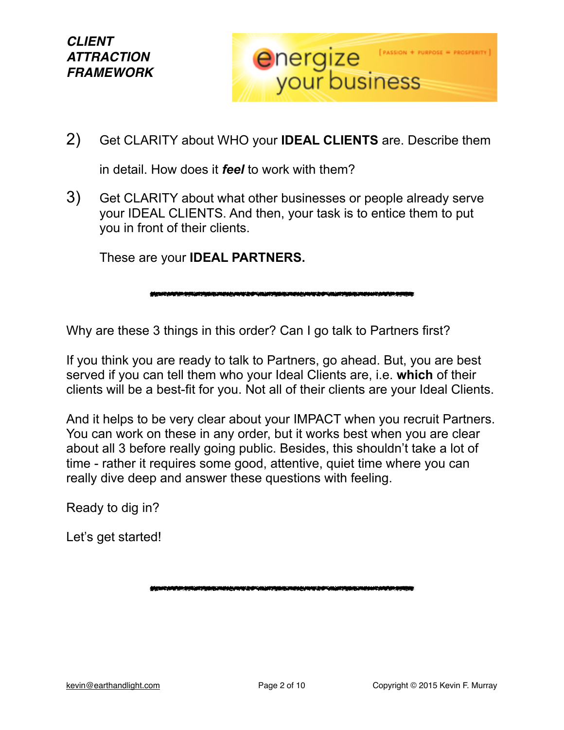2) Get CLARITY about WHO your **IDEAL CLIENTS** are. Describe them in detail. How does it ***feel*** to work with them?

3) Get CLARITY about what other businesses or people already serve your IDEAL CLIENTS. And then, your task is to entice them to put you in front of their clients.

   These are your **IDEAL PARTNERS.**

---

Why are these 3 things in this order? Can I go talk to Partners first?

If you think you are ready to talk to Partners, go ahead. But, you are best served if you can tell them who your Ideal Clients are, i.e. **which** of their clients will be a best-fit for you. Not all of their clients are your Ideal Clients.

And it helps to be very clear about your IMPACT when you recruit Partners. You can work on these in any order, but it works best when you are clear about all 3 before really going public. Besides, this shouldn't take a lot of time - rather it requires some good, attentive, quiet time where you can really dive deep and answer these questions with feeling.

Ready to dig in?

Let's get started!

---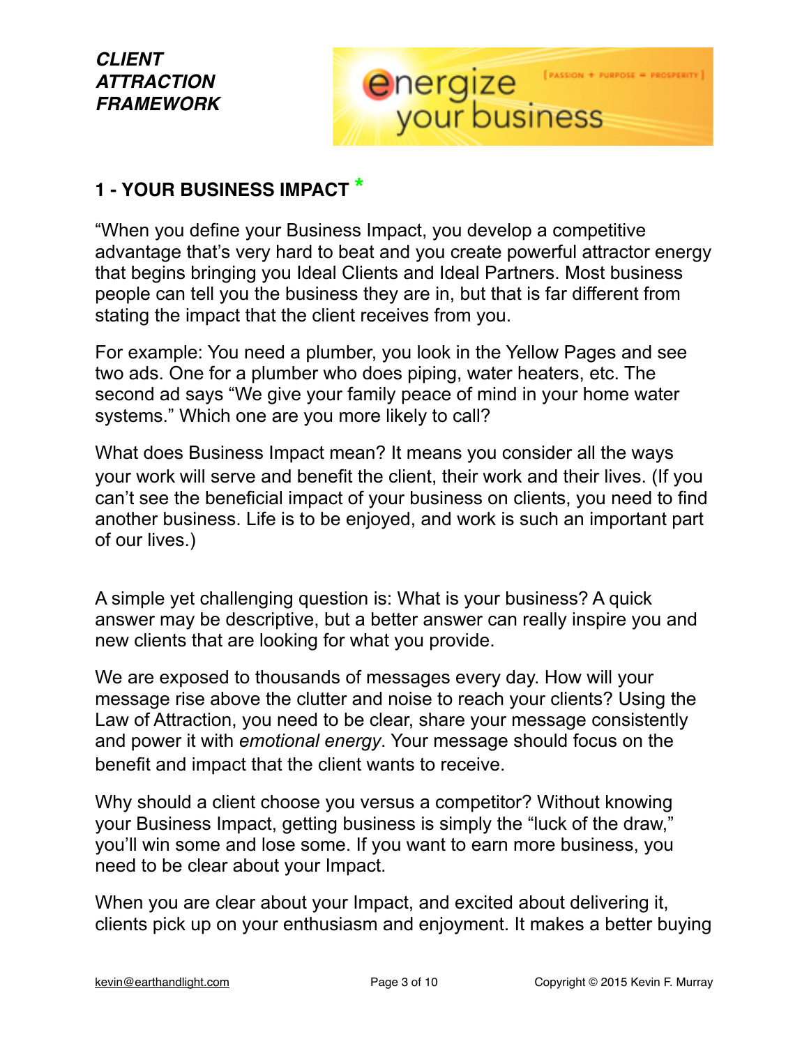## 1 - YOUR BUSINESS IMPACT *

"When you define your Business Impact, you develop a competitive advantage that's very hard to beat and you create powerful attractor energy that begins bringing you Ideal Clients and Ideal Partners. Most business people can tell you the business they are in, but that is far different from stating the impact that the client receives from you.

For example: You need a plumber, you look in the Yellow Pages and see two ads. One for a plumber who does piping, water heaters, etc. The second ad says "We give your family peace of mind in your home water systems." Which one are you more likely to call?

What does Business Impact mean? It means you consider all the ways your work will serve and benefit the client, their work and their lives. (If you can't see the beneficial impact of your business on clients, you need to find another business. Life is to be enjoyed, and work is such an important part of our lives.)

A simple yet challenging question is: What is your business? A quick answer may be descriptive, but a better answer can really inspire you and new clients that are looking for what you provide.

We are exposed to thousands of messages every day. How will your message rise above the clutter and noise to reach your clients? Using the Law of Attraction, you need to be clear, share your message consistently and power it with *emotional energy*. Your message should focus on the benefit and impact that the client wants to receive.

Why should a client choose you versus a competitor? Without knowing your Business Impact, getting business is simply the "luck of the draw," you'll win some and lose some. If you want to earn more business, you need to be clear about your Impact.

When you are clear about your Impact, and excited about delivering it, clients pick up on your enthusiasm and enjoyment. It makes a better buying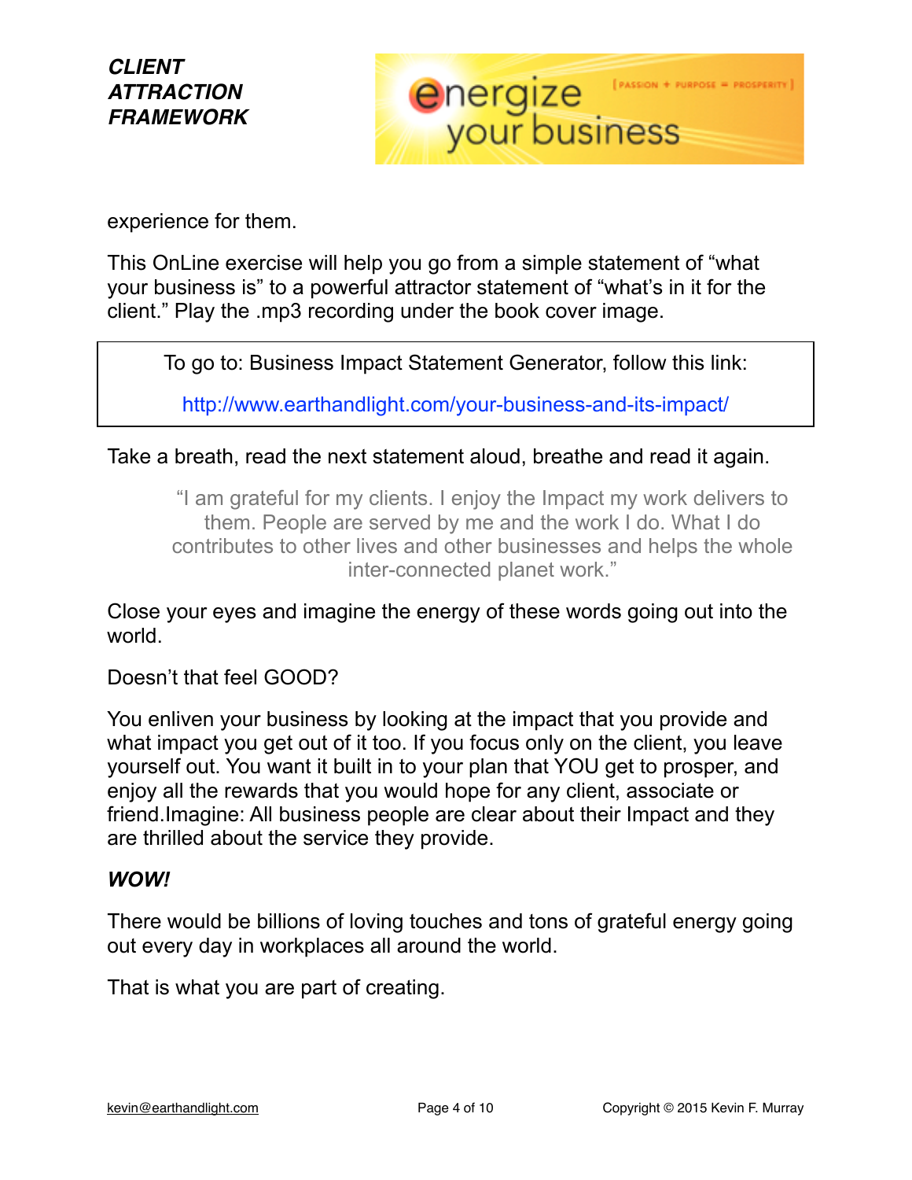experience for them.

This OnLine exercise will help you go from a simple statement of "what your business is" to a powerful attractor statement of "what's in it for the client." Play the .mp3 recording under the book cover image.

To go to: Business Impact Statement Generator, follow this link:

http://www.earthandlight.com/your-business-and-its-impact/

Take a breath, read the next statement aloud, breathe and read it again.

> "I am grateful for my clients. I enjoy the Impact my work delivers to them. People are served by me and the work I do. What I do contributes to other lives and other businesses and helps the whole inter-connected planet work."

Close your eyes and imagine the energy of these words going out into the world.

Doesn't that feel GOOD?

You enliven your business by looking at the impact that you provide and what impact you get out of it too. If you focus only on the client, you leave yourself out. You want it built in to your plan that YOU get to prosper, and enjoy all the rewards that you would hope for any client, associate or friend.Imagine: All business people are clear about their Impact and they are thrilled about the service they provide.

***WOW!***

There would be billions of loving touches and tons of grateful energy going out every day in workplaces all around the world.

That is what you are part of creating.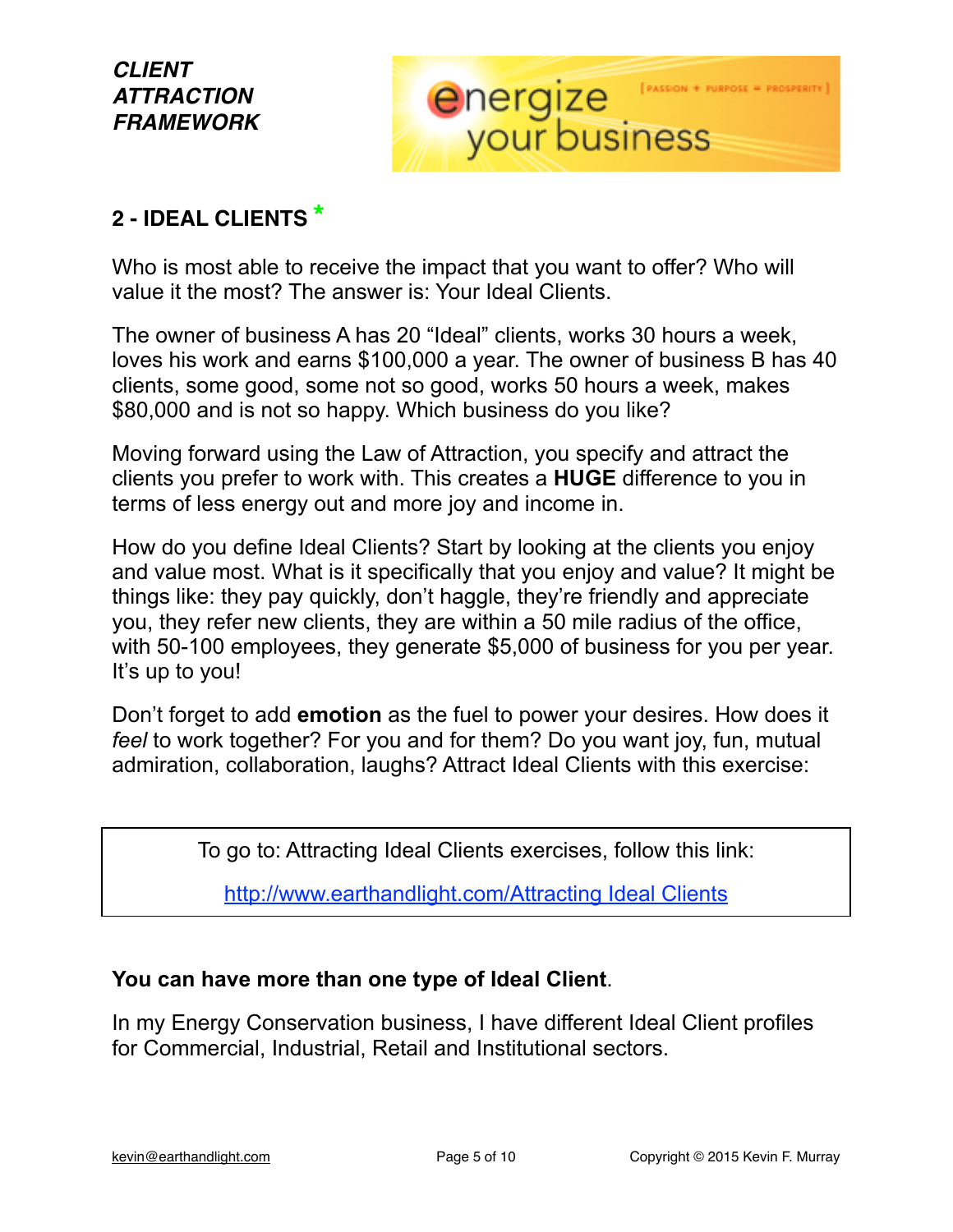## 2 - IDEAL CLIENTS *

Who is most able to receive the impact that you want to offer? Who will value it the most? The answer is: Your Ideal Clients.

The owner of business A has 20 "Ideal" clients, works 30 hours a week, loves his work and earns $100,000 a year. The owner of business B has 40 clients, some good, some not so good, works 50 hours a week, makes $80,000 and is not so happy. Which business do you like?

Moving forward using the Law of Attraction, you specify and attract the clients you prefer to work with. This creates a **HUGE** difference to you in terms of less energy out and more joy and income in.

How do you define Ideal Clients? Start by looking at the clients you enjoy and value most. What is it specifically that you enjoy and value? It might be things like: they pay quickly, don't haggle, they're friendly and appreciate you, they refer new clients, they are within a 50 mile radius of the office, with 50-100 employees, they generate $5,000 of business for you per year. It's up to you!

Don't forget to add **emotion** as the fuel to power your desires. How does it *feel* to work together? For you and for them? Do you want joy, fun, mutual admiration, collaboration, laughs? Attract Ideal Clients with this exercise:

> To go to: Attracting Ideal Clients exercises, follow this link:
>
> [http://www.earthandlight.com/Attracting Ideal Clients](http://www.earthandlight.com/Attracting Ideal Clients)

**You can have more than one type of Ideal Client**.

In my Energy Conservation business, I have different Ideal Client profiles for Commercial, Industrial, Retail and Institutional sectors.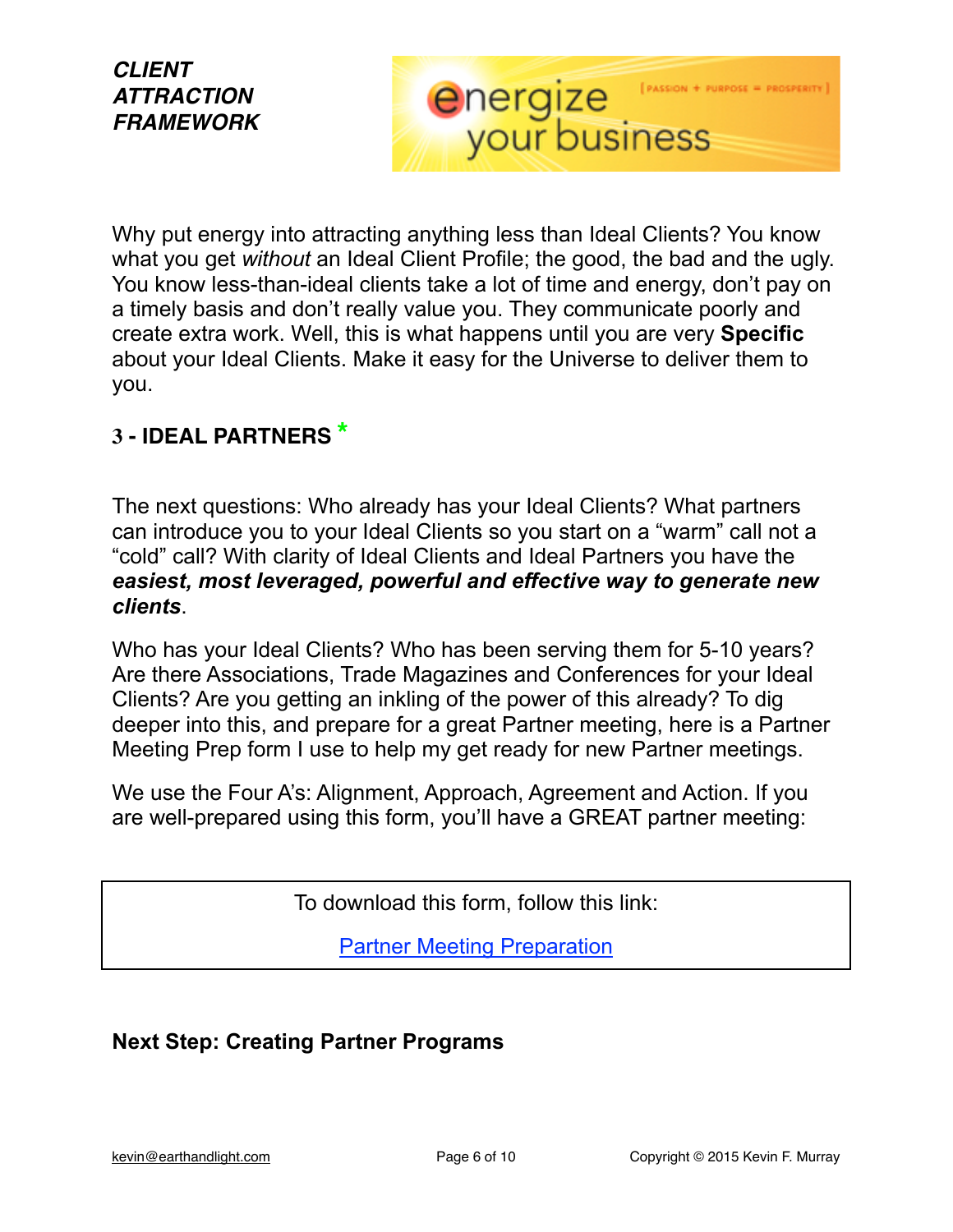Why put energy into attracting anything less than Ideal Clients? You know what you get *without* an Ideal Client Profile; the good, the bad and the ugly. You know less-than-ideal clients take a lot of time and energy, don't pay on a timely basis and don't really value you. They communicate poorly and create extra work. Well, this is what happens until you are very **Specific** about your Ideal Clients. Make it easy for the Universe to deliver them to you.

## 3 - IDEAL PARTNERS *

The next questions: Who already has your Ideal Clients? What partners can introduce you to your Ideal Clients so you start on a "warm" call not a "cold" call? With clarity of Ideal Clients and Ideal Partners you have the ***easiest, most leveraged, powerful and effective way to generate new clients***.

Who has your Ideal Clients? Who has been serving them for 5-10 years? Are there Associations, Trade Magazines and Conferences for your Ideal Clients? Are you getting an inkling of the power of this already? To dig deeper into this, and prepare for a great Partner meeting, here is a Partner Meeting Prep form I use to help my get ready for new Partner meetings.

We use the Four A's: Alignment, Approach, Agreement and Action. If you are well-prepared using this form, you'll have a GREAT partner meeting:

To download this form, follow this link:

[Partner Meeting Preparation]

**Next Step: Creating Partner Programs**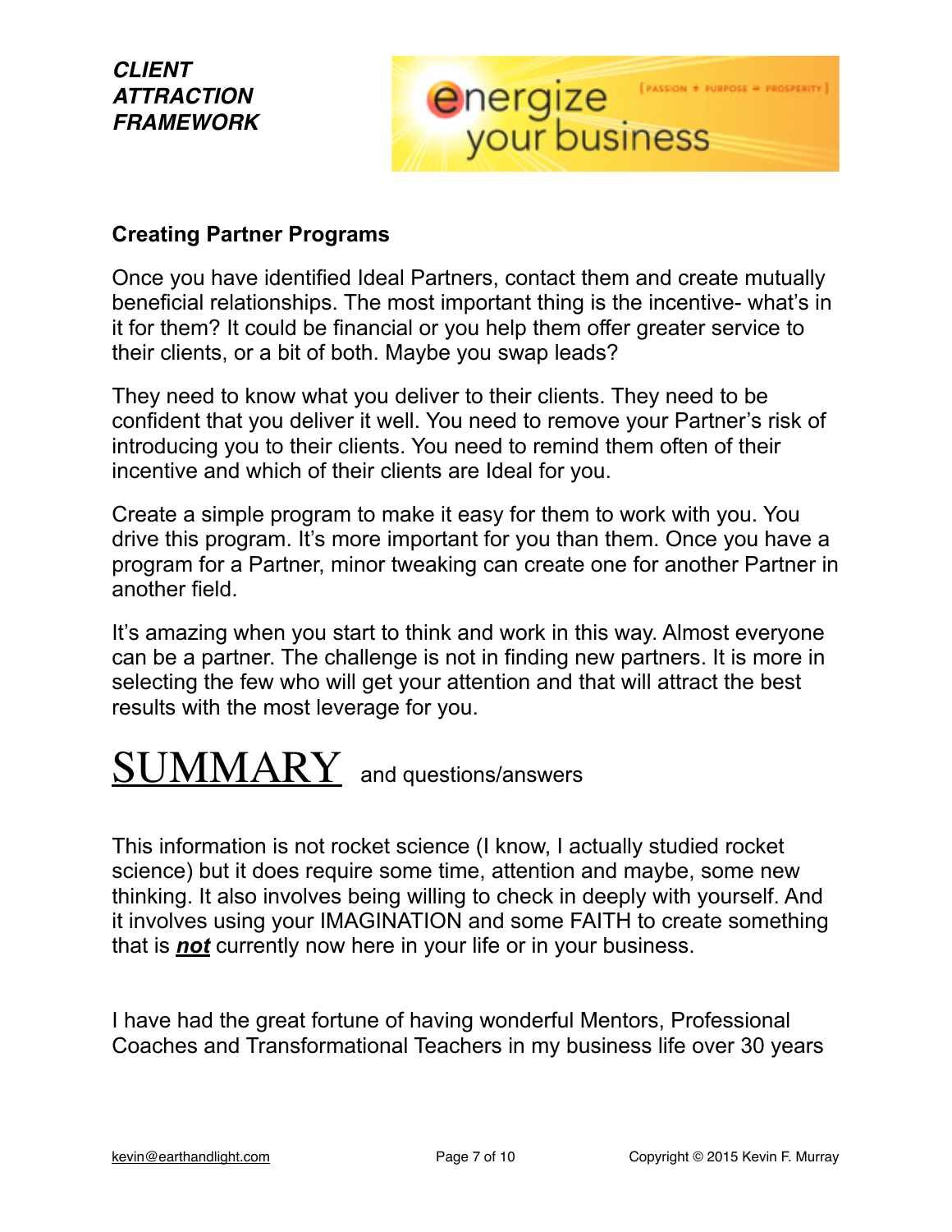## Creating Partner Programs

Once you have identified Ideal Partners, contact them and create mutually beneficial relationships. The most important thing is the incentive- what's in it for them? It could be financial or you help them offer greater service to their clients, or a bit of both. Maybe you swap leads?

They need to know what you deliver to their clients. They need to be confident that you deliver it well. You need to remove your Partner's risk of introducing you to their clients. You need to remind them often of their incentive and which of their clients are Ideal for you.

Create a simple program to make it easy for them to work with you. You drive this program. It's more important for you than them. Once you have a program for a Partner, minor tweaking can create one for another Partner in another field.

It's amazing when you start to think and work in this way. Almost everyone can be a partner. The challenge is not in finding new partners. It is more in selecting the few who will get your attention and that will attract the best results with the most leverage for you.

# SUMMARY and questions/answers

This information is not rocket science (I know, I actually studied rocket science) but it does require some time, attention and maybe, some new thinking. It also involves being willing to check in deeply with yourself. And it involves using your IMAGINATION and some FAITH to create something that is ***not*** currently now here in your life or in your business.

I have had the great fortune of having wonderful Mentors, Professional Coaches and Transformational Teachers in my business life over 30 years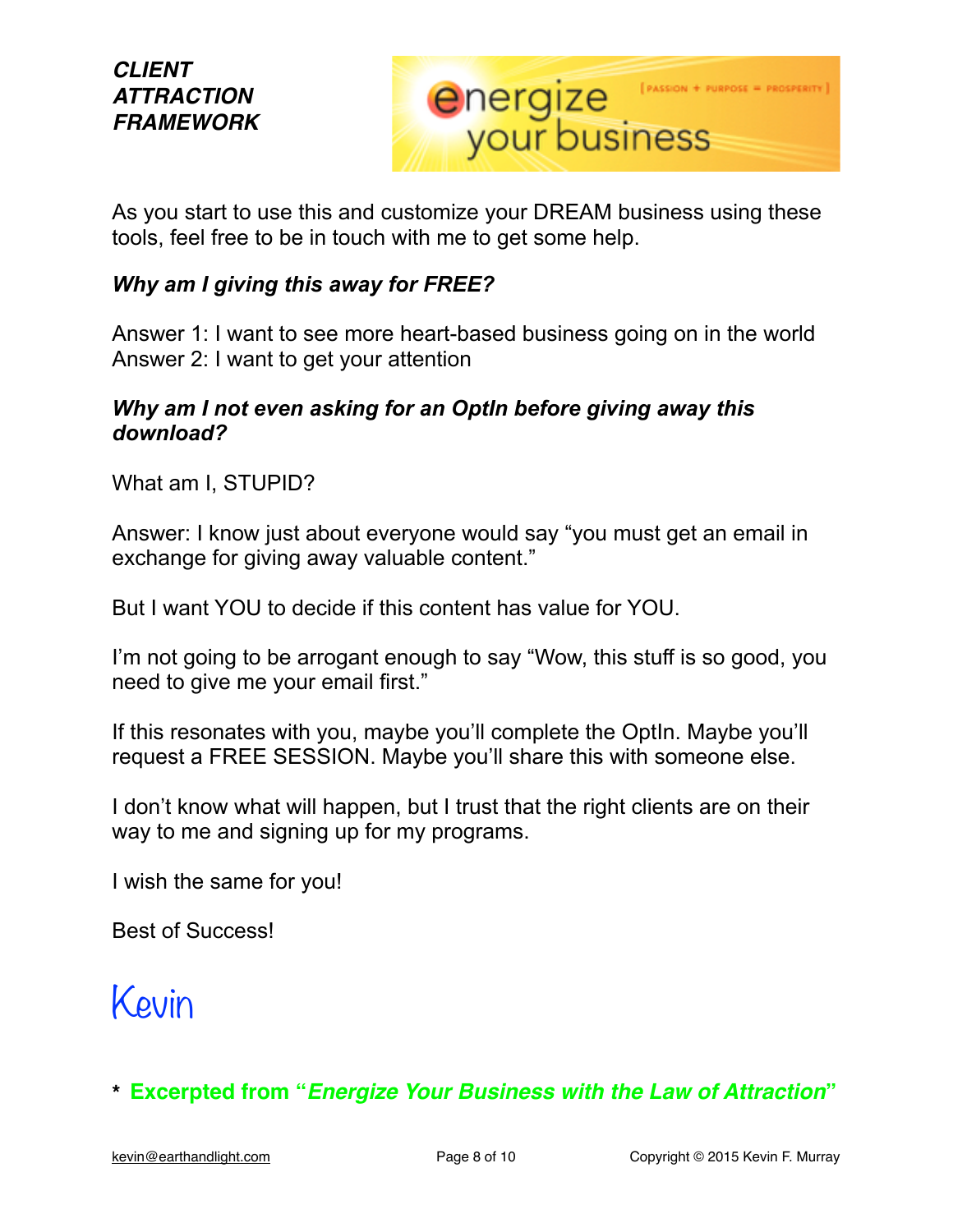As you start to use this and customize your DREAM business using these tools, feel free to be in touch with me to get some help.

***Why am I giving this away for FREE?***

Answer 1: I want to see more heart-based business going on in the world
Answer 2: I want to get your attention

***Why am I not even asking for an OptIn before giving away this download?***

What am I, STUPID?

Answer: I know just about everyone would say “you must get an email in exchange for giving away valuable content.”

But I want YOU to decide if this content has value for YOU.

I’m not going to be arrogant enough to say “Wow, this stuff is so good, you need to give me your email first.”

If this resonates with you, maybe you’ll complete the OptIn. Maybe you’ll request a FREE SESSION. Maybe you’ll share this with someone else.

I don’t know what will happen, but I trust that the right clients are on their way to me and signing up for my programs.

I wish the same for you!

Best of Success!

Kevin

**\* Excerpted from “*Energize Your Business with the Law of Attraction*”**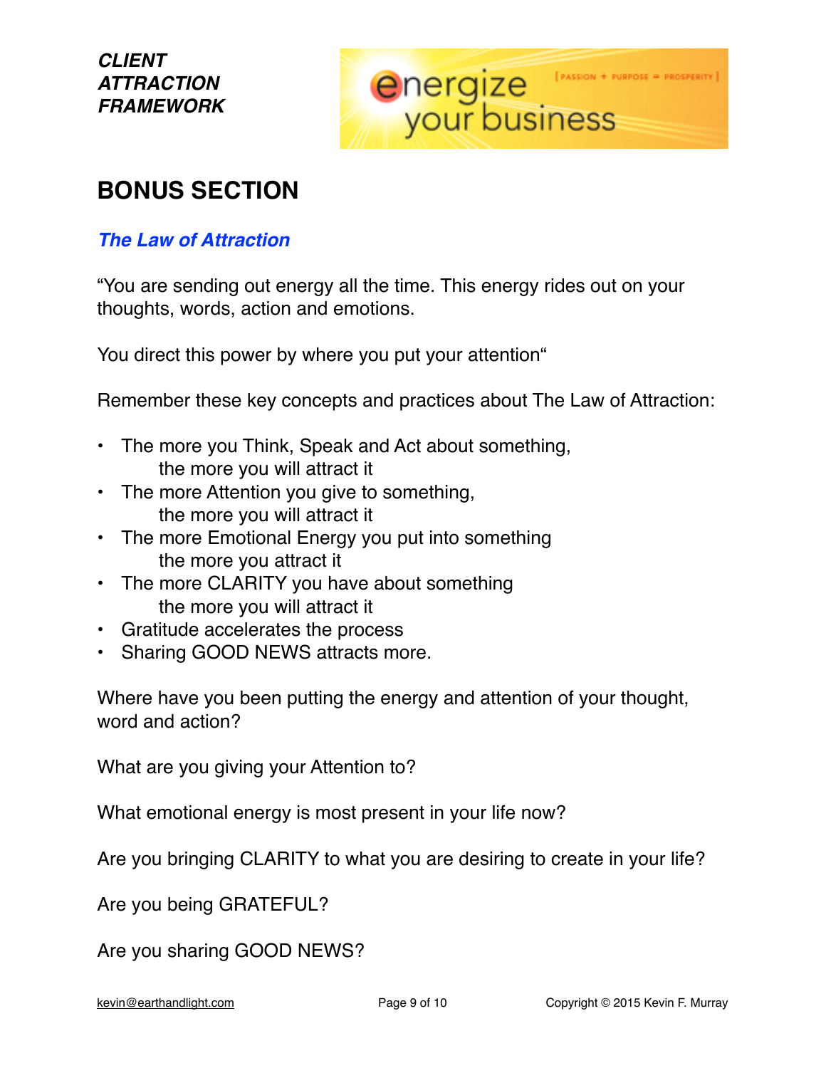*CLIENT ATTRACTION FRAMEWORK*

## BONUS SECTION

### *The Law of Attraction*

"You are sending out energy all the time. This energy rides out on your thoughts, words, action and emotions.

You direct this power by where you put your attention"

Remember these key concepts and practices about The Law of Attraction:

- The more you Think, Speak and Act about something, the more you will attract it
- The more Attention you give to something, the more you will attract it
- The more Emotional Energy you put into something the more you attract it
- The more CLARITY you have about something the more you will attract it
- Gratitude accelerates the process
- Sharing GOOD NEWS attracts more.

Where have you been putting the energy and attention of your thought, word and action?

What are you giving your Attention to?

What emotional energy is most present in your life now?

Are you bringing CLARITY to what you are desiring to create in your life?

Are you being GRATEFUL?

Are you sharing GOOD NEWS?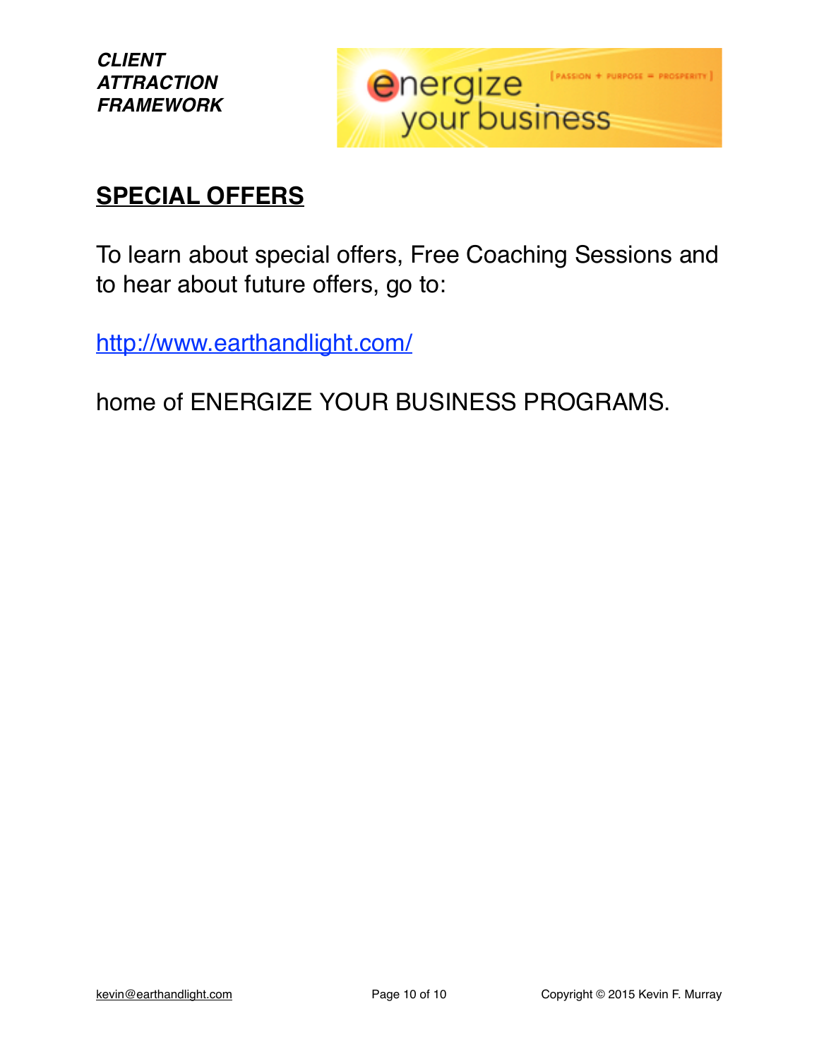## SPECIAL OFFERS

To learn about special offers, Free Coaching Sessions and to hear about future offers, go to:

http://www.earthandlight.com/

home of ENERGIZE YOUR BUSINESS PROGRAMS.